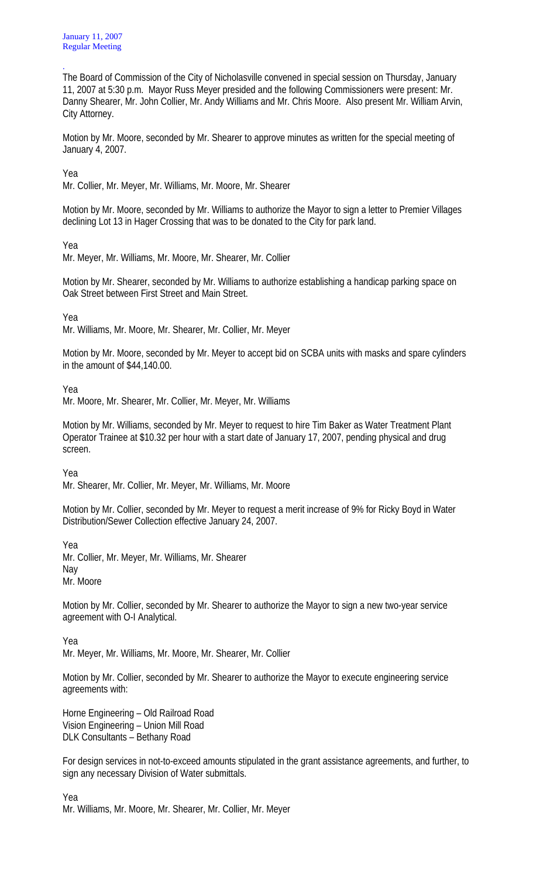January 11, 2007
Regular Meeting

.
The Board of Commission of the City of Nicholasville convened in special session on Thursday, January 11, 2007 at 5:30 p.m. Mayor Russ Meyer presided and the following Commissioners were present: Mr. Danny Shearer, Mr. John Collier, Mr. Andy Williams and Mr. Chris Moore. Also present Mr. William Arvin, City Attorney.

Motion by Mr. Moore, seconded by Mr. Shearer to approve minutes as written for the special meeting of January 4, 2007.

Yea
Mr. Collier, Mr. Meyer, Mr. Williams, Mr. Moore, Mr. Shearer

Motion by Mr. Moore, seconded by Mr. Williams to authorize the Mayor to sign a letter to Premier Villages declining Lot 13 in Hager Crossing that was to be donated to the City for park land.

Yea
Mr. Meyer, Mr. Williams, Mr. Moore, Mr. Shearer, Mr. Collier

Motion by Mr. Shearer, seconded by Mr. Williams to authorize establishing a handicap parking space on Oak Street between First Street and Main Street.

Yea
Mr. Williams, Mr. Moore, Mr. Shearer, Mr. Collier, Mr. Meyer

Motion by Mr. Moore, seconded by Mr. Meyer to accept bid on SCBA units with masks and spare cylinders in the amount of $44,140.00.

Yea
Mr. Moore, Mr. Shearer, Mr. Collier, Mr. Meyer, Mr. Williams

Motion by Mr. Williams, seconded by Mr. Meyer to request to hire Tim Baker as Water Treatment Plant Operator Trainee at $10.32 per hour with a start date of January 17, 2007, pending physical and drug screen.

Yea
Mr. Shearer, Mr. Collier, Mr. Meyer, Mr. Williams, Mr. Moore

Motion by Mr. Collier, seconded by Mr. Meyer to request a merit increase of 9% for Ricky Boyd in Water Distribution/Sewer Collection effective January 24, 2007.

Yea
Mr. Collier, Mr. Meyer, Mr. Williams, Mr. Shearer
Nay
Mr. Moore

Motion by Mr. Collier, seconded by Mr. Shearer to authorize the Mayor to sign a new two-year service agreement with O-I Analytical.

Yea
Mr. Meyer, Mr. Williams, Mr. Moore, Mr. Shearer, Mr. Collier

Motion by Mr. Collier, seconded by Mr. Shearer to authorize the Mayor to execute engineering service agreements with:

Horne Engineering – Old Railroad Road
Vision Engineering – Union Mill Road
DLK Consultants – Bethany Road

For design services in not-to-exceed amounts stipulated in the grant assistance agreements, and further, to sign any necessary Division of Water submittals.

Yea
Mr. Williams, Mr. Moore, Mr. Shearer, Mr. Collier, Mr. Meyer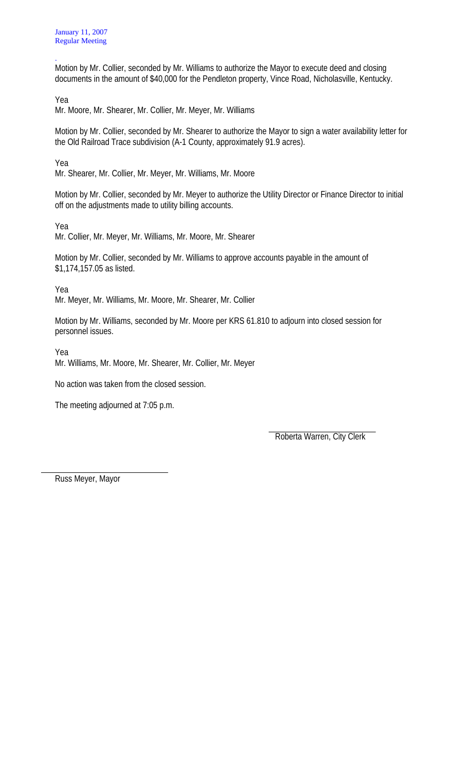Motion by Mr. Collier, seconded by Mr. Williams to authorize the Mayor to execute deed and closing documents in the amount of $40,000 for the Pendleton property, Vince Road, Nicholasville, Kentucky.

Yea
Mr. Moore, Mr. Shearer, Mr. Collier, Mr. Meyer, Mr. Williams

Motion by Mr. Collier, seconded by Mr. Shearer to authorize the Mayor to sign a water availability letter for the Old Railroad Trace subdivision (A-1 County, approximately 91.9 acres).

Yea
Mr. Shearer, Mr. Collier, Mr. Meyer, Mr. Williams, Mr. Moore

Motion by Mr. Collier, seconded by Mr. Meyer to authorize the Utility Director or Finance Director to initial off on the adjustments made to utility billing accounts.

Yea
Mr. Collier, Mr. Meyer, Mr. Williams, Mr. Moore, Mr. Shearer

Motion by Mr. Collier, seconded by Mr. Williams to approve accounts payable in the amount of $1,174,157.05 as listed.

Yea
Mr. Meyer, Mr. Williams, Mr. Moore, Mr. Shearer, Mr. Collier

Motion by Mr. Williams, seconded by Mr. Moore per KRS 61.810 to adjourn into closed session for personnel issues.

Yea
Mr. Williams, Mr. Moore, Mr. Shearer, Mr. Collier, Mr. Meyer

No action was taken from the closed session.

The meeting adjourned at 7:05 p.m.

Roberta Warren, City Clerk

Russ Meyer, Mayor